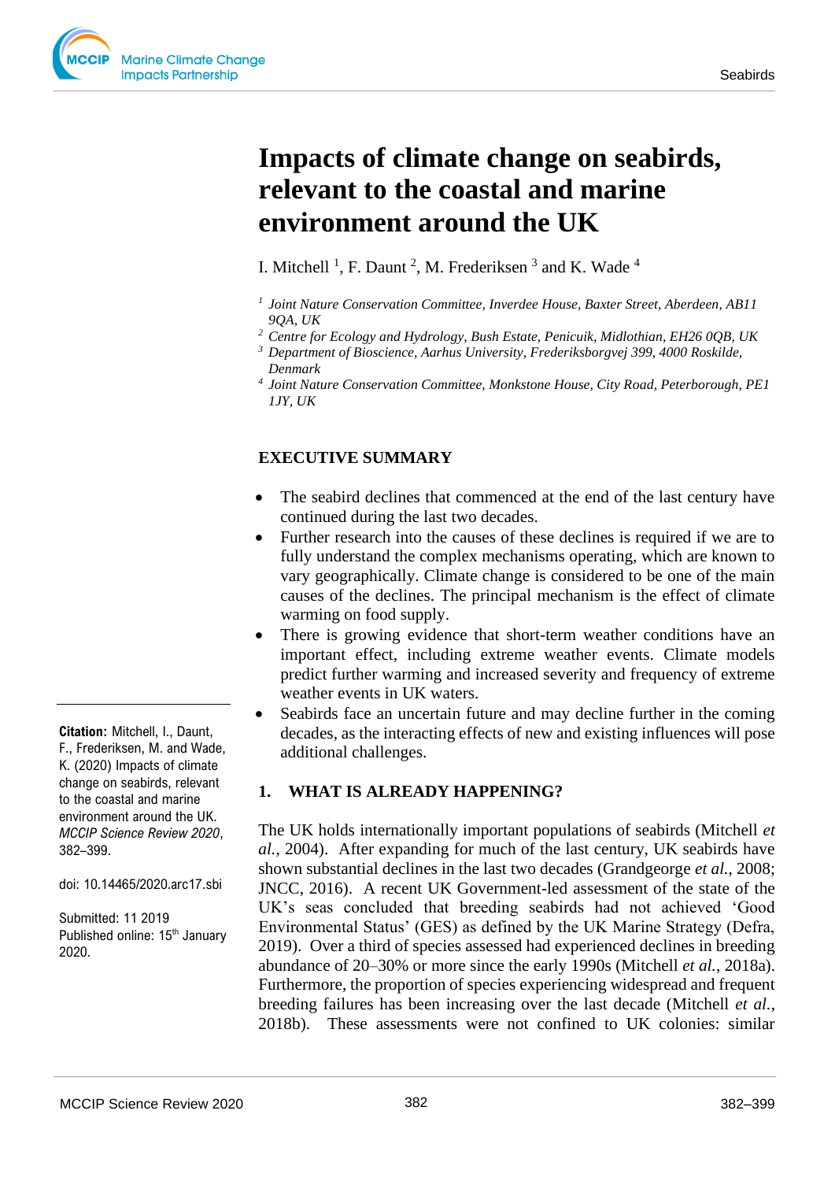// Impacts of climate change on seabirds, relevant to the coastal and marine environment around the UK

I. Mitchell [1], F. Daunt [2], M. Frederiksen [3] and K. Wade [4]

[1] *Joint Nature Conservation Committee, Inverdee House, Baxter Street, Aberdeen, AB11 9QA, UK*
[2] *Centre for Ecology and Hydrology, Bush Estate, Penicuik, Midlothian, EH26 0QB, UK*
[3] *Department of Bioscience, Aarhus University, Frederiksborgvej 399, 4000 Roskilde, Denmark*
[4] *Joint Nature Conservation Committee, Monkstone House, City Road, Peterborough, PE1 1JY, UK*

**Citation:** Mitchell, I., Daunt, F., Frederiksen, M. and Wade, K. (2020) Impacts of climate change on seabirds, relevant to the coastal and marine environment around the UK. *MCCIP Science Review 2020*, 382–399.

doi: 10.14465/2020.arc17.sbi

Submitted: 11 2019
Published online: 15th January 2020.

## EXECUTIVE SUMMARY

- The seabird declines that commenced at the end of the last century have continued during the last two decades.
- Further research into the causes of these declines is required if we are to fully understand the complex mechanisms operating, which are known to vary geographically. Climate change is considered to be one of the main causes of the declines. The principal mechanism is the effect of climate warming on food supply.
- There is growing evidence that short-term weather conditions have an important effect, including extreme weather events. Climate models predict further warming and increased severity and frequency of extreme weather events in UK waters.
- Seabirds face an uncertain future and may decline further in the coming decades, as the interacting effects of new and existing influences will pose additional challenges.

## 1. WHAT IS ALREADY HAPPENING?

The UK holds internationally important populations of seabirds (Mitchell *et al.*, 2004). After expanding for much of the last century, UK seabirds have shown substantial declines in the last two decades (Grandgeorge *et al.*, 2008; JNCC, 2016). A recent UK Government-led assessment of the state of the UK's seas concluded that breeding seabirds had not achieved 'Good Environmental Status' (GES) as defined by the UK Marine Strategy (Defra, 2019). Over a third of species assessed had experienced declines in breeding abundance of 20–30% or more since the early 1990s (Mitchell *et al.*, 2018a). Furthermore, the proportion of species experiencing widespread and frequent breeding failures has been increasing over the last decade (Mitchell *et al.*, 2018b). These assessments were not confined to UK colonies: similar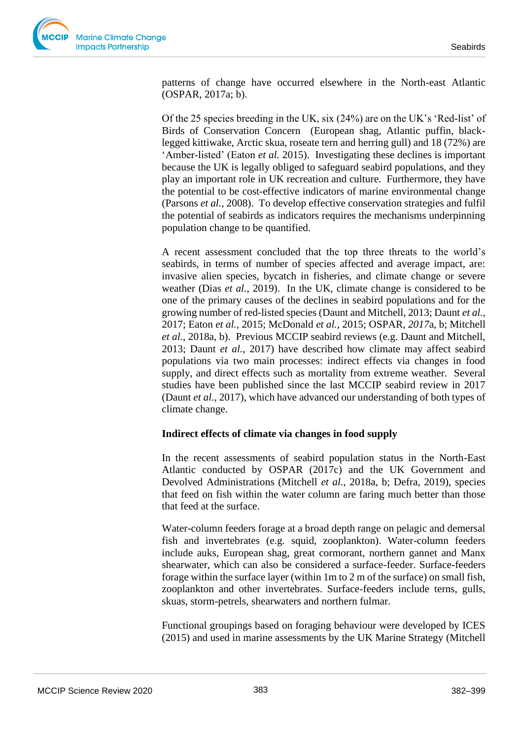patterns of change have occurred elsewhere in the North-east Atlantic (OSPAR, 2017a; b).

Of the 25 species breeding in the UK, six (24%) are on the UK's 'Red-list' of Birds of Conservation Concern (European shag, Atlantic puffin, black-legged kittiwake, Arctic skua, roseate tern and herring gull) and 18 (72%) are 'Amber-listed' (Eaton *et al.* 2015). Investigating these declines is important because the UK is legally obliged to safeguard seabird populations, and they play an important role in UK recreation and culture. Furthermore, they have the potential to be cost-effective indicators of marine environmental change (Parsons *et al.*, 2008). To develop effective conservation strategies and fulfil the potential of seabirds as indicators requires the mechanisms underpinning population change to be quantified.

A recent assessment concluded that the top three threats to the world's seabirds, in terms of number of species affected and average impact, are: invasive alien species, bycatch in fisheries, and climate change or severe weather (Dias *et al.*, 2019). In the UK, climate change is considered to be one of the primary causes of the declines in seabird populations and for the growing number of red-listed species (Daunt and Mitchell, 2013; Daunt *et al.*, 2017; Eaton *et al.*, 2015; McDonald *et al.*, 2015; OSPAR, *2017*a, b; Mitchell *et al.*, 2018a, b). Previous MCCIP seabird reviews (e.g. Daunt and Mitchell, 2013; Daunt *et al.*, 2017) have described how climate may affect seabird populations via two main processes: indirect effects via changes in food supply, and direct effects such as mortality from extreme weather. Several studies have been published since the last MCCIP seabird review in 2017 (Daunt *et al.*, 2017), which have advanced our understanding of both types of climate change.

**Indirect effects of climate via changes in food supply**

In the recent assessments of seabird population status in the North-East Atlantic conducted by OSPAR (2017c) and the UK Government and Devolved Administrations (Mitchell *et al.*, 2018a, b; Defra, 2019), species that feed on fish within the water column are faring much better than those that feed at the surface.

Water-column feeders forage at a broad depth range on pelagic and demersal fish and invertebrates (e.g. squid, zooplankton). Water-column feeders include auks, European shag, great cormorant, northern gannet and Manx shearwater, which can also be considered a surface-feeder. Surface-feeders forage within the surface layer (within 1m to 2 m of the surface) on small fish, zooplankton and other invertebrates. Surface-feeders include terns, gulls, skuas, storm-petrels, shearwaters and northern fulmar.

Functional groupings based on foraging behaviour were developed by ICES (2015) and used in marine assessments by the UK Marine Strategy (Mitchell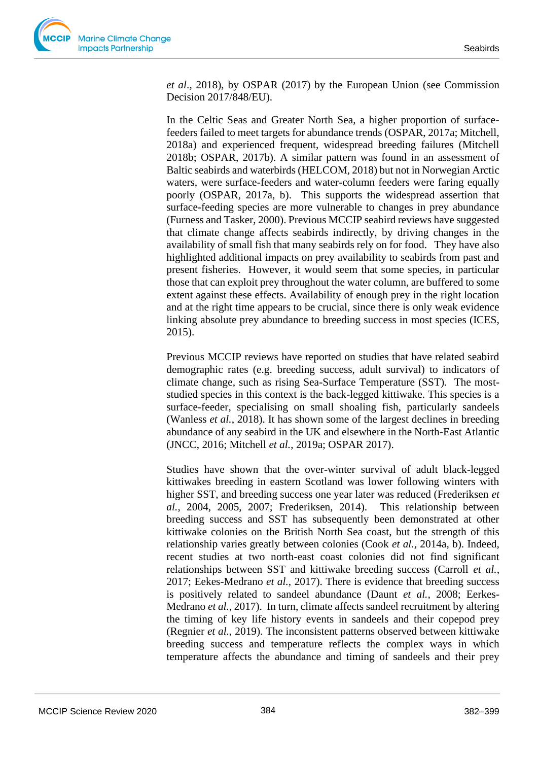*et al.*, 2018), by OSPAR (2017) by the European Union (see Commission Decision 2017/848/EU).

In the Celtic Seas and Greater North Sea, a higher proportion of surface-feeders failed to meet targets for abundance trends (OSPAR, 2017a; Mitchell, 2018a) and experienced frequent, widespread breeding failures (Mitchell 2018b; OSPAR, 2017b). A similar pattern was found in an assessment of Baltic seabirds and waterbirds (HELCOM, 2018) but not in Norwegian Arctic waters, were surface-feeders and water-column feeders were faring equally poorly (OSPAR, 2017a, b). This supports the widespread assertion that surface-feeding species are more vulnerable to changes in prey abundance (Furness and Tasker, 2000). Previous MCCIP seabird reviews have suggested that climate change affects seabirds indirectly, by driving changes in the availability of small fish that many seabirds rely on for food. They have also highlighted additional impacts on prey availability to seabirds from past and present fisheries. However, it would seem that some species, in particular those that can exploit prey throughout the water column, are buffered to some extent against these effects. Availability of enough prey in the right location and at the right time appears to be crucial, since there is only weak evidence linking absolute prey abundance to breeding success in most species (ICES, 2015).

Previous MCCIP reviews have reported on studies that have related seabird demographic rates (e.g. breeding success, adult survival) to indicators of climate change, such as rising Sea-Surface Temperature (SST). The most-studied species in this context is the back-legged kittiwake. This species is a surface-feeder, specialising on small shoaling fish, particularly sandeels (Wanless *et al.*, 2018). It has shown some of the largest declines in breeding abundance of any seabird in the UK and elsewhere in the North-East Atlantic (JNCC, 2016; Mitchell *et al.*, 2019a; OSPAR 2017).

Studies have shown that the over-winter survival of adult black-legged kittiwakes breeding in eastern Scotland was lower following winters with higher SST, and breeding success one year later was reduced (Frederiksen *et al.*, 2004, 2005, 2007; Frederiksen, 2014). This relationship between breeding success and SST has subsequently been demonstrated at other kittiwake colonies on the British North Sea coast, but the strength of this relationship varies greatly between colonies (Cook *et al.*, 2014a, b). Indeed, recent studies at two north-east coast colonies did not find significant relationships between SST and kittiwake breeding success (Carroll *et al.*, 2017; Eekes-Medrano *et al.*, 2017). There is evidence that breeding success is positively related to sandeel abundance (Daunt *et al.*, 2008; Eerkes-Medrano *et al.*, 2017). In turn, climate affects sandeel recruitment by altering the timing of key life history events in sandeels and their copepod prey (Regnier *et al.*, 2019). The inconsistent patterns observed between kittiwake breeding success and temperature reflects the complex ways in which temperature affects the abundance and timing of sandeels and their prey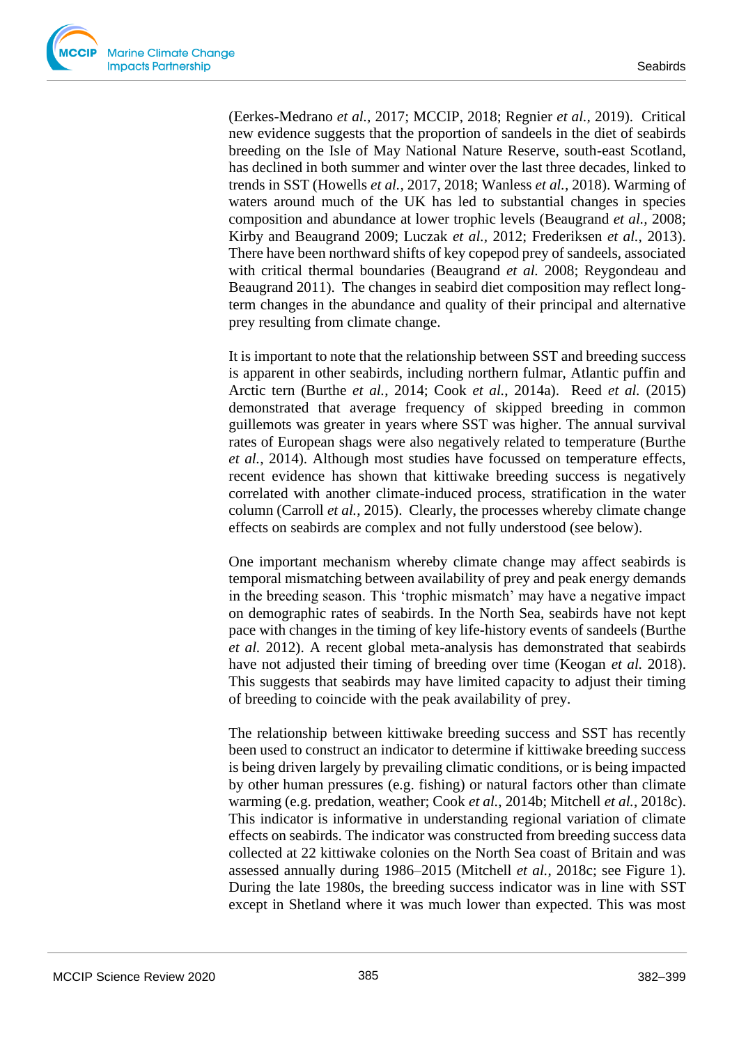(Eerkes-Medrano *et al.*, 2017; MCCIP, 2018; Regnier *et al.*, 2019). Critical new evidence suggests that the proportion of sandeels in the diet of seabirds breeding on the Isle of May National Nature Reserve, south-east Scotland, has declined in both summer and winter over the last three decades, linked to trends in SST (Howells *et al.*, 2017, 2018; Wanless *et al.*, 2018). Warming of waters around much of the UK has led to substantial changes in species composition and abundance at lower trophic levels (Beaugrand *et al.*, 2008; Kirby and Beaugrand 2009; Luczak *et al.*, 2012; Frederiksen *et al.*, 2013). There have been northward shifts of key copepod prey of sandeels, associated with critical thermal boundaries (Beaugrand *et al.* 2008; Reygondeau and Beaugrand 2011). The changes in seabird diet composition may reflect long-term changes in the abundance and quality of their principal and alternative prey resulting from climate change.

It is important to note that the relationship between SST and breeding success is apparent in other seabirds, including northern fulmar, Atlantic puffin and Arctic tern (Burthe *et al.*, 2014; Cook *et al.*, 2014a). Reed *et al.* (2015) demonstrated that average frequency of skipped breeding in common guillemots was greater in years where SST was higher. The annual survival rates of European shags were also negatively related to temperature (Burthe *et al.*, 2014). Although most studies have focussed on temperature effects, recent evidence has shown that kittiwake breeding success is negatively correlated with another climate-induced process, stratification in the water column (Carroll *et al.*, 2015). Clearly, the processes whereby climate change effects on seabirds are complex and not fully understood (see below).

One important mechanism whereby climate change may affect seabirds is temporal mismatching between availability of prey and peak energy demands in the breeding season. This 'trophic mismatch' may have a negative impact on demographic rates of seabirds. In the North Sea, seabirds have not kept pace with changes in the timing of key life-history events of sandeels (Burthe *et al.* 2012). A recent global meta-analysis has demonstrated that seabirds have not adjusted their timing of breeding over time (Keogan *et al.* 2018). This suggests that seabirds may have limited capacity to adjust their timing of breeding to coincide with the peak availability of prey.

The relationship between kittiwake breeding success and SST has recently been used to construct an indicator to determine if kittiwake breeding success is being driven largely by prevailing climatic conditions, or is being impacted by other human pressures (e.g. fishing) or natural factors other than climate warming (e.g. predation, weather; Cook *et al.*, 2014b; Mitchell *et al.*, 2018c). This indicator is informative in understanding regional variation of climate effects on seabirds. The indicator was constructed from breeding success data collected at 22 kittiwake colonies on the North Sea coast of Britain and was assessed annually during 1986–2015 (Mitchell *et al.*, 2018c; see Figure 1). During the late 1980s, the breeding success indicator was in line with SST except in Shetland where it was much lower than expected. This was most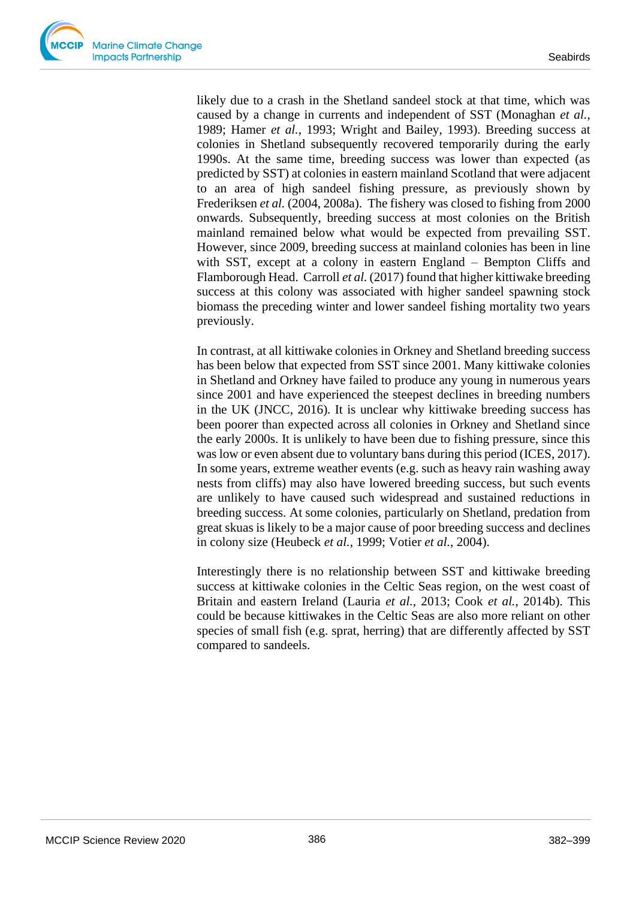likely due to a crash in the Shetland sandeel stock at that time, which was caused by a change in currents and independent of SST (Monaghan *et al.*, 1989; Hamer *et al.*, 1993; Wright and Bailey, 1993). Breeding success at colonies in Shetland subsequently recovered temporarily during the early 1990s. At the same time, breeding success was lower than expected (as predicted by SST) at colonies in eastern mainland Scotland that were adjacent to an area of high sandeel fishing pressure, as previously shown by Frederiksen *et al.* (2004, 2008a). The fishery was closed to fishing from 2000 onwards. Subsequently, breeding success at most colonies on the British mainland remained below what would be expected from prevailing SST. However, since 2009, breeding success at mainland colonies has been in line with SST, except at a colony in eastern England – Bempton Cliffs and Flamborough Head. Carroll *et al.* (2017) found that higher kittiwake breeding success at this colony was associated with higher sandeel spawning stock biomass the preceding winter and lower sandeel fishing mortality two years previously.

In contrast, at all kittiwake colonies in Orkney and Shetland breeding success has been below that expected from SST since 2001. Many kittiwake colonies in Shetland and Orkney have failed to produce any young in numerous years since 2001 and have experienced the steepest declines in breeding numbers in the UK (JNCC, 2016). It is unclear why kittiwake breeding success has been poorer than expected across all colonies in Orkney and Shetland since the early 2000s. It is unlikely to have been due to fishing pressure, since this was low or even absent due to voluntary bans during this period (ICES, 2017). In some years, extreme weather events (e.g. such as heavy rain washing away nests from cliffs) may also have lowered breeding success, but such events are unlikely to have caused such widespread and sustained reductions in breeding success. At some colonies, particularly on Shetland, predation from great skuas is likely to be a major cause of poor breeding success and declines in colony size (Heubeck *et al.*, 1999; Votier *et al.*, 2004).

Interestingly there is no relationship between SST and kittiwake breeding success at kittiwake colonies in the Celtic Seas region, on the west coast of Britain and eastern Ireland (Lauria *et al.*, 2013; Cook *et al.*, 2014b). This could be because kittiwakes in the Celtic Seas are also more reliant on other species of small fish (e.g. sprat, herring) that are differently affected by SST compared to sandeels.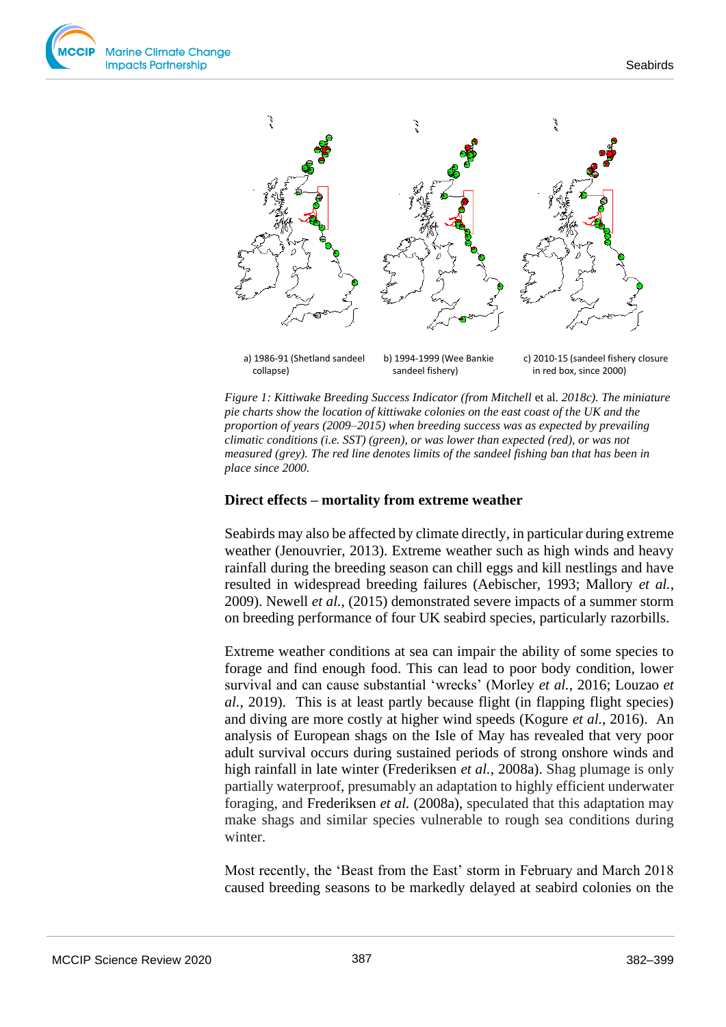a) 1986-91 (Shetland sandeel collapse)

b) 1994-1999 (Wee Bankie sandeel fishery)

c) 2010-15 (sandeel fishery closure in red box, since 2000)

*Figure 1: Kittiwake Breeding Success Indicator (from Mitchell* et al. *2018c). The miniature pie charts show the location of kittiwake colonies on the east coast of the UK and the proportion of years (2009–2015) when breeding success was as expected by prevailing climatic conditions (i.e. SST) (green), or was lower than expected (red), or was not measured (grey). The red line denotes limits of the sandeel fishing ban that has been in place since 2000.*

## Direct effects – mortality from extreme weather

Seabirds may also be affected by climate directly, in particular during extreme weather (Jenouvrier, 2013). Extreme weather such as high winds and heavy rainfall during the breeding season can chill eggs and kill nestlings and have resulted in widespread breeding failures (Aebischer, 1993; Mallory *et al.*, 2009). Newell *et al.*, (2015) demonstrated severe impacts of a summer storm on breeding performance of four UK seabird species, particularly razorbills.

Extreme weather conditions at sea can impair the ability of some species to forage and find enough food. This can lead to poor body condition, lower survival and can cause substantial 'wrecks' (Morley *et al.*, 2016; Louzao *et al.*, 2019). This is at least partly because flight (in flapping flight species) and diving are more costly at higher wind speeds (Kogure *et al.*, 2016). An analysis of European shags on the Isle of May has revealed that very poor adult survival occurs during sustained periods of strong onshore winds and high rainfall in late winter (Frederiksen *et al.*, 2008a). Shag plumage is only partially waterproof, presumably an adaptation to highly efficient underwater foraging, and Frederiksen *et al.* (2008a), speculated that this adaptation may make shags and similar species vulnerable to rough sea conditions during winter.

Most recently, the 'Beast from the East' storm in February and March 2018 caused breeding seasons to be markedly delayed at seabird colonies on the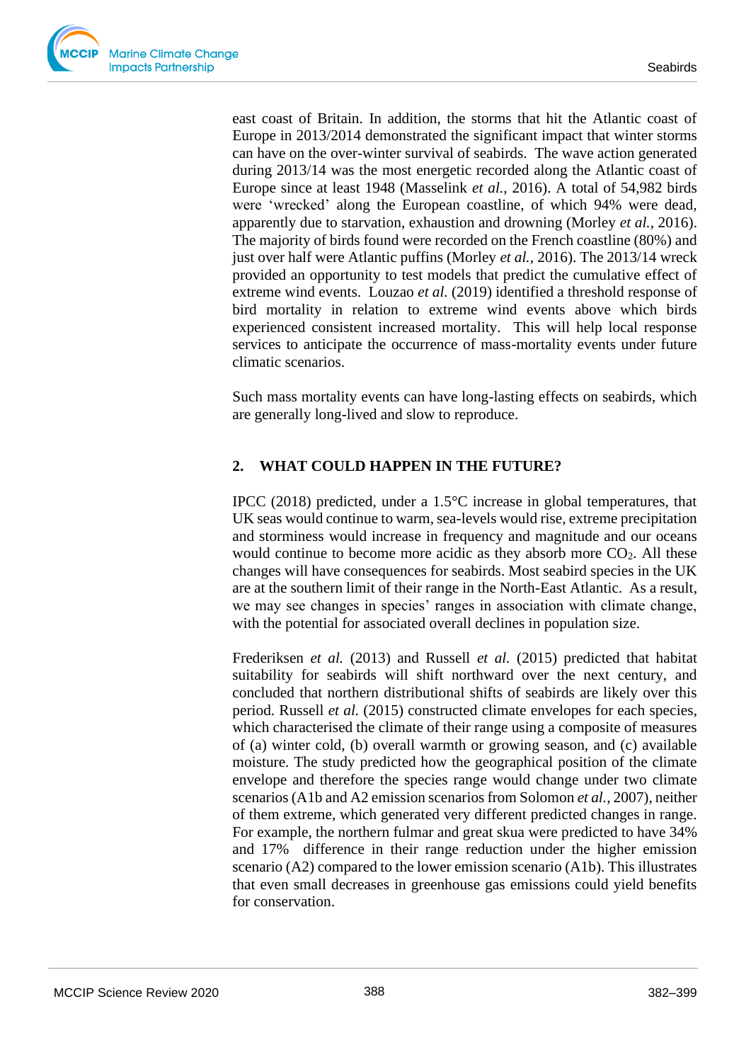east coast of Britain. In addition, the storms that hit the Atlantic coast of Europe in 2013/2014 demonstrated the significant impact that winter storms can have on the over-winter survival of seabirds. The wave action generated during 2013/14 was the most energetic recorded along the Atlantic coast of Europe since at least 1948 (Masselink *et al.*, 2016). A total of 54,982 birds were 'wrecked' along the European coastline, of which 94% were dead, apparently due to starvation, exhaustion and drowning (Morley *et al.*, 2016). The majority of birds found were recorded on the French coastline (80%) and just over half were Atlantic puffins (Morley *et al.*, 2016). The 2013/14 wreck provided an opportunity to test models that predict the cumulative effect of extreme wind events. Louzao *et al.* (2019) identified a threshold response of bird mortality in relation to extreme wind events above which birds experienced consistent increased mortality. This will help local response services to anticipate the occurrence of mass-mortality events under future climatic scenarios.

Such mass mortality events can have long-lasting effects on seabirds, which are generally long-lived and slow to reproduce.

## 2. WHAT COULD HAPPEN IN THE FUTURE?

IPCC (2018) predicted, under a 1.5°C increase in global temperatures, that UK seas would continue to warm, sea-levels would rise, extreme precipitation and storminess would increase in frequency and magnitude and our oceans would continue to become more acidic as they absorb more $CO_2$. All these changes will have consequences for seabirds. Most seabird species in the UK are at the southern limit of their range in the North-East Atlantic. As a result, we may see changes in species' ranges in association with climate change, with the potential for associated overall declines in population size.

Frederiksen *et al.* (2013) and Russell *et al.* (2015) predicted that habitat suitability for seabirds will shift northward over the next century, and concluded that northern distributional shifts of seabirds are likely over this period. Russell *et al.* (2015) constructed climate envelopes for each species, which characterised the climate of their range using a composite of measures of (a) winter cold, (b) overall warmth or growing season, and (c) available moisture. The study predicted how the geographical position of the climate envelope and therefore the species range would change under two climate scenarios (A1b and A2 emission scenarios from Solomon *et al.*, 2007), neither of them extreme, which generated very different predicted changes in range. For example, the northern fulmar and great skua were predicted to have 34% and 17% difference in their range reduction under the higher emission scenario (A2) compared to the lower emission scenario (A1b). This illustrates that even small decreases in greenhouse gas emissions could yield benefits for conservation.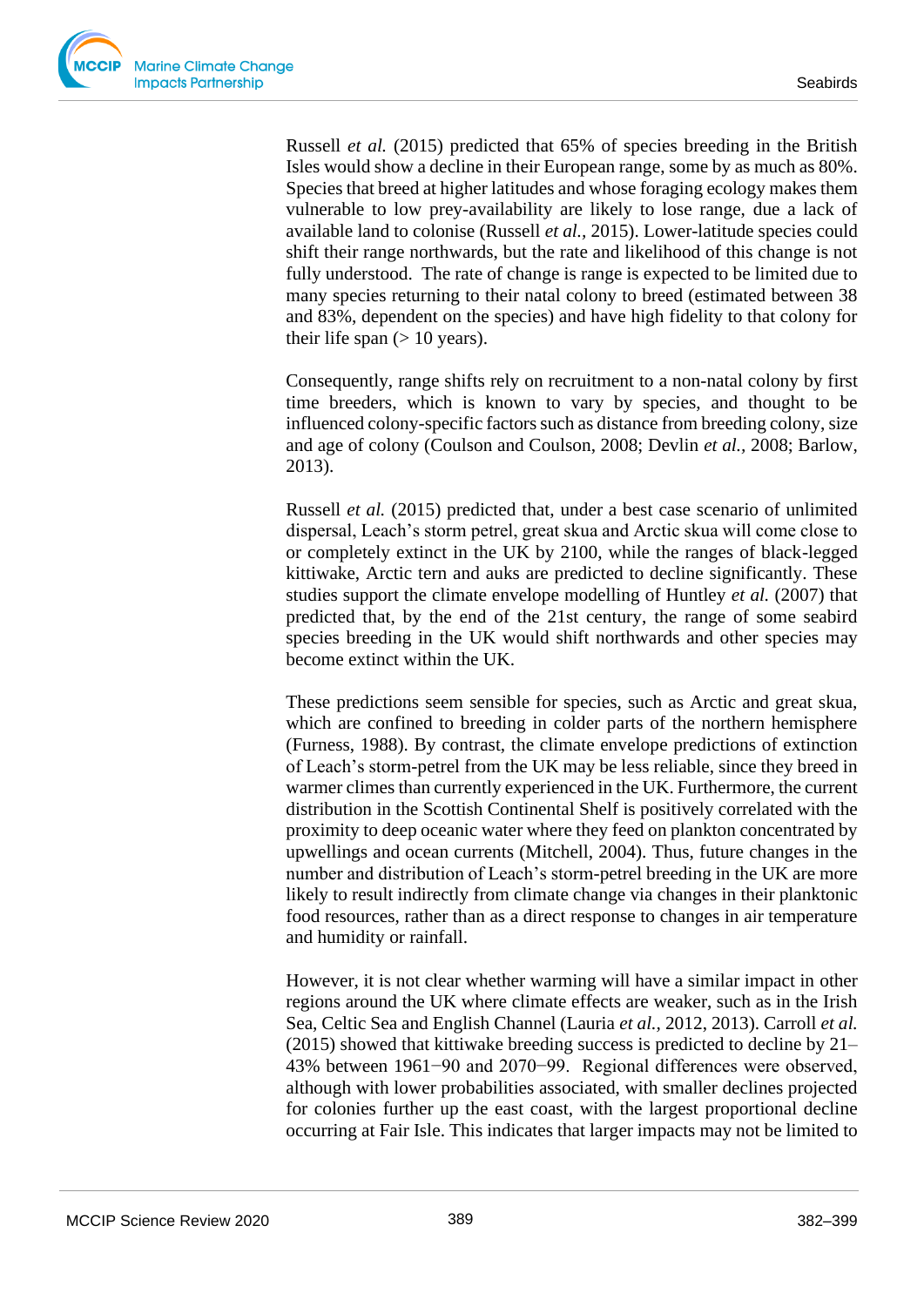Russell *et al.* (2015) predicted that 65% of species breeding in the British Isles would show a decline in their European range, some by as much as 80%. Species that breed at higher latitudes and whose foraging ecology makes them vulnerable to low prey-availability are likely to lose range, due a lack of available land to colonise (Russell *et al.*, 2015). Lower-latitude species could shift their range northwards, but the rate and likelihood of this change is not fully understood. The rate of change is range is expected to be limited due to many species returning to their natal colony to breed (estimated between 38 and 83%, dependent on the species) and have high fidelity to that colony for their life span (> 10 years).

Consequently, range shifts rely on recruitment to a non-natal colony by first time breeders, which is known to vary by species, and thought to be influenced colony-specific factors such as distance from breeding colony, size and age of colony (Coulson and Coulson, 2008; Devlin *et al.*, 2008; Barlow, 2013).

Russell *et al.* (2015) predicted that, under a best case scenario of unlimited dispersal, Leach's storm petrel, great skua and Arctic skua will come close to or completely extinct in the UK by 2100, while the ranges of black-legged kittiwake, Arctic tern and auks are predicted to decline significantly. These studies support the climate envelope modelling of Huntley *et al.* (2007) that predicted that, by the end of the 21st century, the range of some seabird species breeding in the UK would shift northwards and other species may become extinct within the UK.

These predictions seem sensible for species, such as Arctic and great skua, which are confined to breeding in colder parts of the northern hemisphere (Furness, 1988). By contrast, the climate envelope predictions of extinction of Leach's storm-petrel from the UK may be less reliable, since they breed in warmer climes than currently experienced in the UK. Furthermore, the current distribution in the Scottish Continental Shelf is positively correlated with the proximity to deep oceanic water where they feed on plankton concentrated by upwellings and ocean currents (Mitchell, 2004). Thus, future changes in the number and distribution of Leach's storm-petrel breeding in the UK are more likely to result indirectly from climate change via changes in their planktonic food resources, rather than as a direct response to changes in air temperature and humidity or rainfall.

However, it is not clear whether warming will have a similar impact in other regions around the UK where climate effects are weaker, such as in the Irish Sea, Celtic Sea and English Channel (Lauria *et al.*, 2012, 2013). Carroll *et al.* (2015) showed that kittiwake breeding success is predicted to decline by 21–43% between 1961−90 and 2070−99. Regional differences were observed, although with lower probabilities associated, with smaller declines projected for colonies further up the east coast, with the largest proportional decline occurring at Fair Isle. This indicates that larger impacts may not be limited to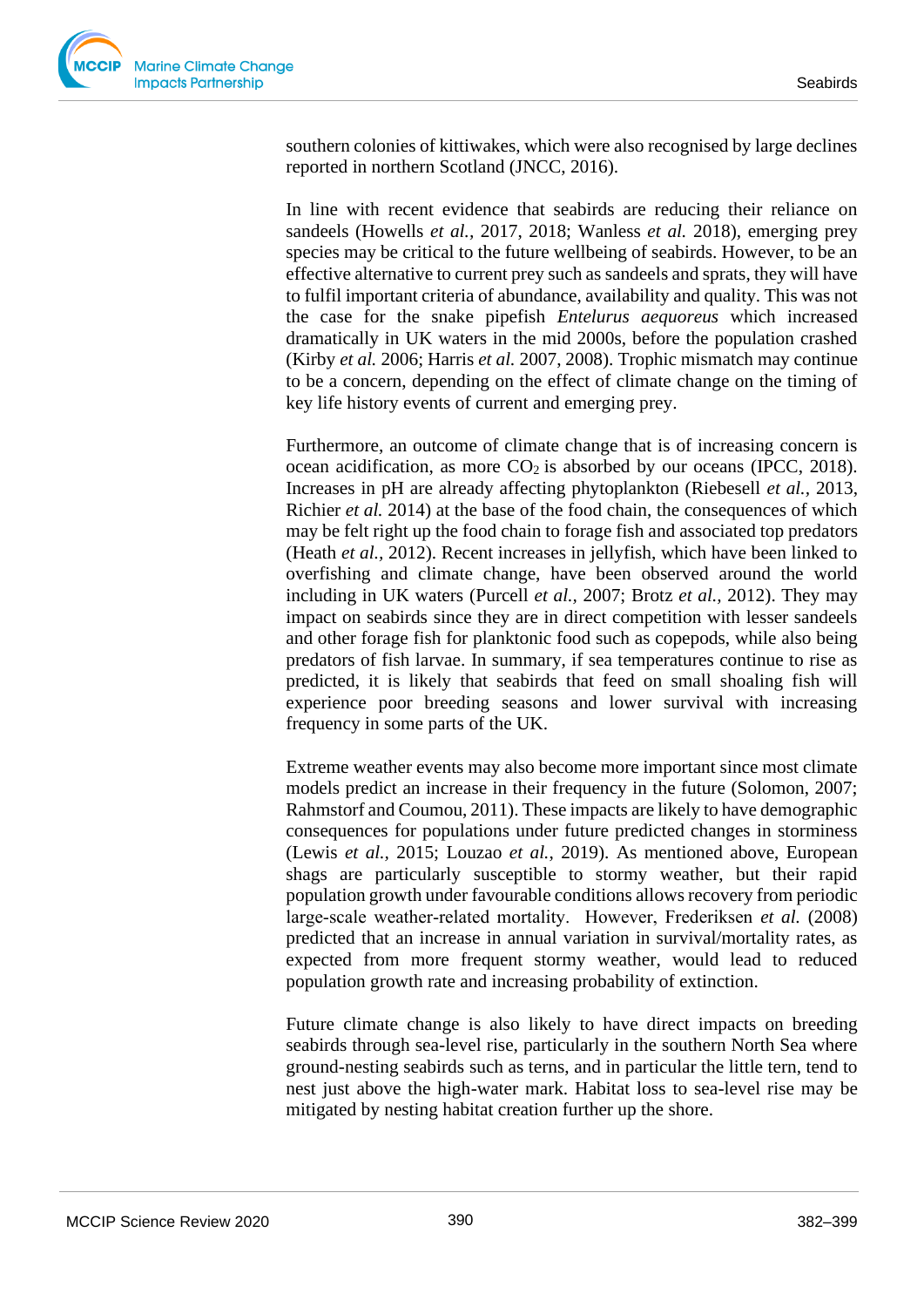southern colonies of kittiwakes, which were also recognised by large declines reported in northern Scotland (JNCC, 2016).

In line with recent evidence that seabirds are reducing their reliance on sandeels (Howells *et al.,* 2017, 2018; Wanless *et al.* 2018), emerging prey species may be critical to the future wellbeing of seabirds. However, to be an effective alternative to current prey such as sandeels and sprats, they will have to fulfil important criteria of abundance, availability and quality. This was not the case for the snake pipefish *Entelurus aequoreus* which increased dramatically in UK waters in the mid 2000s, before the population crashed (Kirby *et al.* 2006; Harris *et al.* 2007, 2008). Trophic mismatch may continue to be a concern, depending on the effect of climate change on the timing of key life history events of current and emerging prey.

Furthermore, an outcome of climate change that is of increasing concern is ocean acidification, as more $CO_2$ is absorbed by our oceans (IPCC, 2018). Increases in pH are already affecting phytoplankton (Riebesell *et al.,* 2013, Richier *et al.* 2014) at the base of the food chain, the consequences of which may be felt right up the food chain to forage fish and associated top predators (Heath *et al.,* 2012). Recent increases in jellyfish, which have been linked to overfishing and climate change, have been observed around the world including in UK waters (Purcell *et al.,* 2007; Brotz *et al.,* 2012). They may impact on seabirds since they are in direct competition with lesser sandeels and other forage fish for planktonic food such as copepods, while also being predators of fish larvae. In summary, if sea temperatures continue to rise as predicted, it is likely that seabirds that feed on small shoaling fish will experience poor breeding seasons and lower survival with increasing frequency in some parts of the UK.

Extreme weather events may also become more important since most climate models predict an increase in their frequency in the future (Solomon, 2007; Rahmstorf and Coumou, 2011). These impacts are likely to have demographic consequences for populations under future predicted changes in storminess (Lewis *et al.,* 2015; Louzao *et al.,* 2019). As mentioned above, European shags are particularly susceptible to stormy weather, but their rapid population growth under favourable conditions allows recovery from periodic large-scale weather-related mortality. However, Frederiksen *et al.* (2008) predicted that an increase in annual variation in survival/mortality rates, as expected from more frequent stormy weather, would lead to reduced population growth rate and increasing probability of extinction.

Future climate change is also likely to have direct impacts on breeding seabirds through sea-level rise, particularly in the southern North Sea where ground-nesting seabirds such as terns, and in particular the little tern, tend to nest just above the high-water mark. Habitat loss to sea-level rise may be mitigated by nesting habitat creation further up the shore.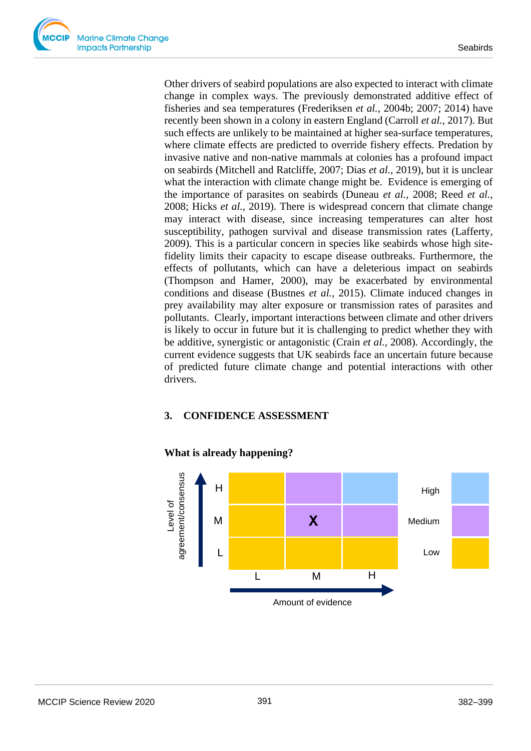Other drivers of seabird populations are also expected to interact with climate change in complex ways. The previously demonstrated additive effect of fisheries and sea temperatures (Frederiksen *et al.*, 2004b; 2007; 2014) have recently been shown in a colony in eastern England (Carroll *et al.*, 2017). But such effects are unlikely to be maintained at higher sea-surface temperatures, where climate effects are predicted to override fishery effects. Predation by invasive native and non-native mammals at colonies has a profound impact on seabirds (Mitchell and Ratcliffe, 2007; Dias *et al.*, 2019), but it is unclear what the interaction with climate change might be. Evidence is emerging of the importance of parasites on seabirds (Duneau *et al.*, 2008; Reed *et al.*, 2008; Hicks *et al.*, 2019). There is widespread concern that climate change may interact with disease, since increasing temperatures can alter host susceptibility, pathogen survival and disease transmission rates (Lafferty, 2009). This is a particular concern in species like seabirds whose high site-fidelity limits their capacity to escape disease outbreaks. Furthermore, the effects of pollutants, which can have a deleterious impact on seabirds (Thompson and Hamer, 2000), may be exacerbated by environmental conditions and disease (Bustnes *et al.*, 2015). Climate induced changes in prey availability may alter exposure or transmission rates of parasites and pollutants. Clearly, important interactions between climate and other drivers is likely to occur in future but it is challenging to predict whether they with be additive, synergistic or antagonistic (Crain *et al.*, 2008). Accordingly, the current evidence suggests that UK seabirds face an uncertain future because of predicted future climate change and potential interactions with other drivers.

## 3. CONFIDENCE ASSESSMENT

**What is already happening?**

| Level of agreement/consensus | L | M | H |
|---|---|---|---|
| H | | | |
| M | | X | |
| L | | | |

Amount of evidence

Confidence: High / Medium / Low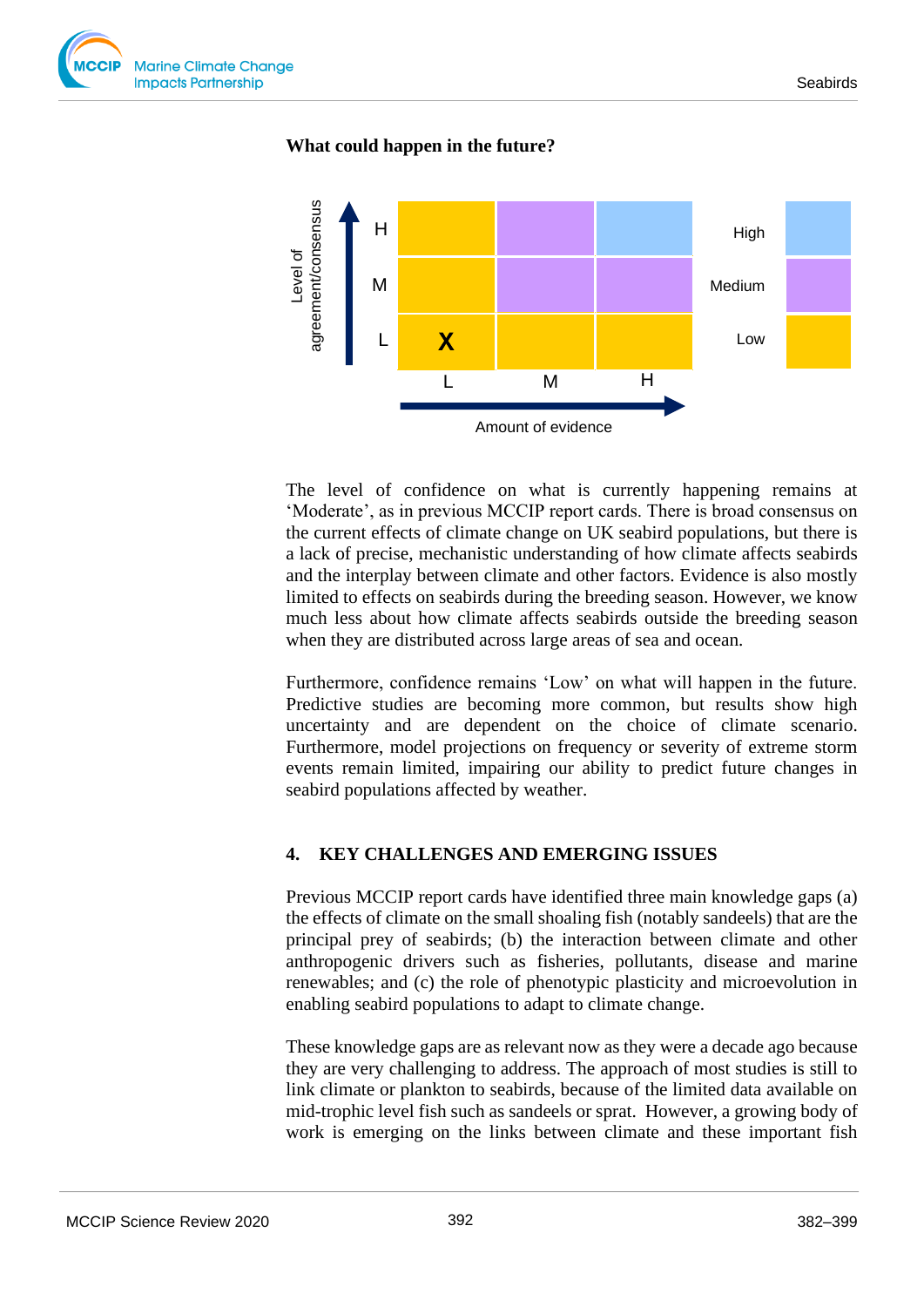**What could happen in the future?**

| Level of agreement/consensus | L | M | H |
|---|---|---|---|
| H | | | |
| M | | | |
| L | X | | |
| | **Amount of evidence** | | |

Key: High / Medium / Low

The level of confidence on what is currently happening remains at 'Moderate', as in previous MCCIP report cards. There is broad consensus on the current effects of climate change on UK seabird populations, but there is a lack of precise, mechanistic understanding of how climate affects seabirds and the interplay between climate and other factors. Evidence is also mostly limited to effects on seabirds during the breeding season. However, we know much less about how climate affects seabirds outside the breeding season when they are distributed across large areas of sea and ocean.

Furthermore, confidence remains 'Low' on what will happen in the future. Predictive studies are becoming more common, but results show high uncertainty and are dependent on the choice of climate scenario. Furthermore, model projections on frequency or severity of extreme storm events remain limited, impairing our ability to predict future changes in seabird populations affected by weather.

## 4. KEY CHALLENGES AND EMERGING ISSUES

Previous MCCIP report cards have identified three main knowledge gaps (a) the effects of climate on the small shoaling fish (notably sandeels) that are the principal prey of seabirds; (b) the interaction between climate and other anthropogenic drivers such as fisheries, pollutants, disease and marine renewables; and (c) the role of phenotypic plasticity and microevolution in enabling seabird populations to adapt to climate change.

These knowledge gaps are as relevant now as they were a decade ago because they are very challenging to address. The approach of most studies is still to link climate or plankton to seabirds, because of the limited data available on mid-trophic level fish such as sandeels or sprat. However, a growing body of work is emerging on the links between climate and these important fish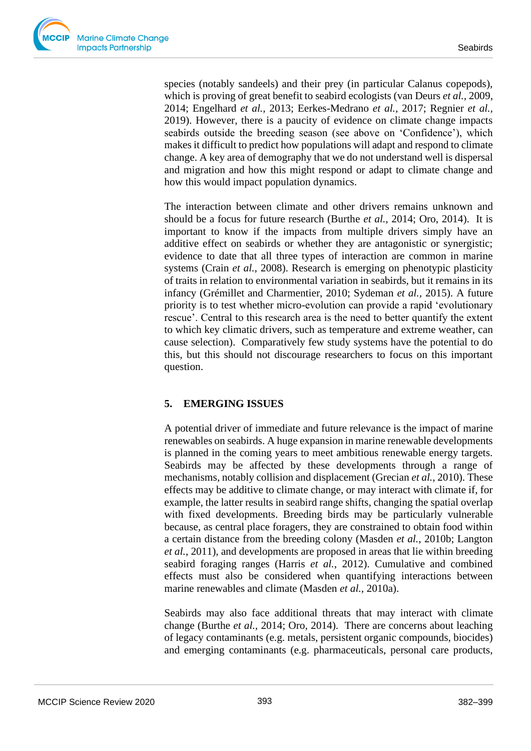species (notably sandeels) and their prey (in particular Calanus copepods), which is proving of great benefit to seabird ecologists (van Deurs *et al.*, 2009, 2014; Engelhard *et al.*, 2013; Eerkes-Medrano *et al.*, 2017; Regnier *et al.*, 2019). However, there is a paucity of evidence on climate change impacts seabirds outside the breeding season (see above on 'Confidence'), which makes it difficult to predict how populations will adapt and respond to climate change. A key area of demography that we do not understand well is dispersal and migration and how this might respond or adapt to climate change and how this would impact population dynamics.

The interaction between climate and other drivers remains unknown and should be a focus for future research (Burthe *et al.*, 2014; Oro, 2014). It is important to know if the impacts from multiple drivers simply have an additive effect on seabirds or whether they are antagonistic or synergistic; evidence to date that all three types of interaction are common in marine systems (Crain *et al.*, 2008). Research is emerging on phenotypic plasticity of traits in relation to environmental variation in seabirds, but it remains in its infancy (Grémillet and Charmentier, 2010; Sydeman *et al.*, 2015). A future priority is to test whether micro-evolution can provide a rapid 'evolutionary rescue'. Central to this research area is the need to better quantify the extent to which key climatic drivers, such as temperature and extreme weather, can cause selection). Comparatively few study systems have the potential to do this, but this should not discourage researchers to focus on this important question.

## 5. EMERGING ISSUES

A potential driver of immediate and future relevance is the impact of marine renewables on seabirds. A huge expansion in marine renewable developments is planned in the coming years to meet ambitious renewable energy targets. Seabirds may be affected by these developments through a range of mechanisms, notably collision and displacement (Grecian *et al.*, 2010). These effects may be additive to climate change, or may interact with climate if, for example, the latter results in seabird range shifts, changing the spatial overlap with fixed developments. Breeding birds may be particularly vulnerable because, as central place foragers, they are constrained to obtain food within a certain distance from the breeding colony (Masden *et al.*, 2010b; Langton *et al.*, 2011), and developments are proposed in areas that lie within breeding seabird foraging ranges (Harris *et al.*, 2012). Cumulative and combined effects must also be considered when quantifying interactions between marine renewables and climate (Masden *et al.*, 2010a).

Seabirds may also face additional threats that may interact with climate change (Burthe *et al.*, 2014; Oro, 2014). There are concerns about leaching of legacy contaminants (e.g. metals, persistent organic compounds, biocides) and emerging contaminants (e.g. pharmaceuticals, personal care products,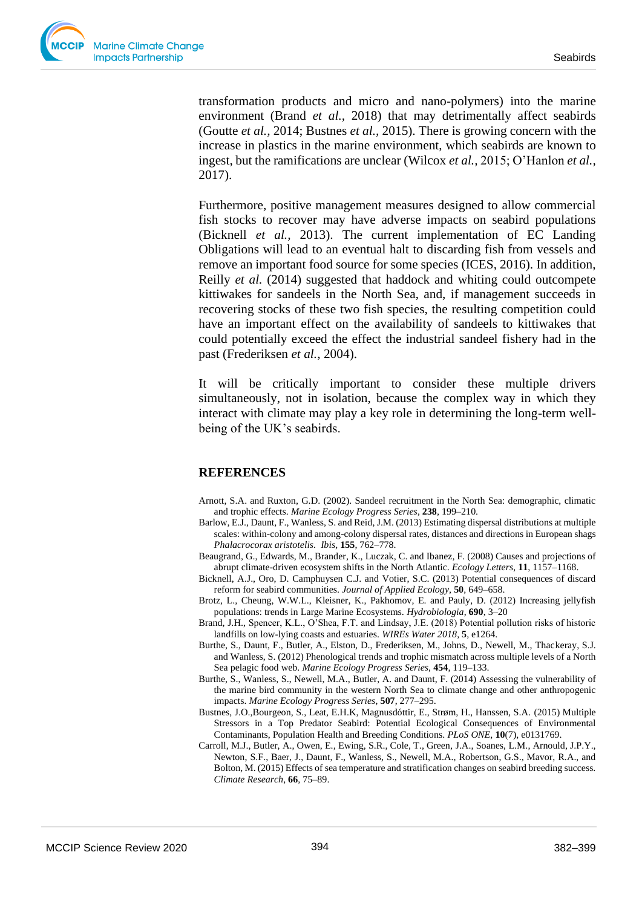transformation products and micro and nano-polymers) into the marine environment (Brand *et al.*, 2018) that may detrimentally affect seabirds (Goutte *et al.*, 2014; Bustnes *et al.*, 2015). There is growing concern with the increase in plastics in the marine environment, which seabirds are known to ingest, but the ramifications are unclear (Wilcox *et al.*, 2015; O'Hanlon *et al.*, 2017).

Furthermore, positive management measures designed to allow commercial fish stocks to recover may have adverse impacts on seabird populations (Bicknell *et al.*, 2013). The current implementation of EC Landing Obligations will lead to an eventual halt to discarding fish from vessels and remove an important food source for some species (ICES, 2016). In addition, Reilly *et al.* (2014) suggested that haddock and whiting could outcompete kittiwakes for sandeels in the North Sea, and, if management succeeds in recovering stocks of these two fish species, the resulting competition could have an important effect on the availability of sandeels to kittiwakes that could potentially exceed the effect the industrial sandeel fishery had in the past (Frederiksen *et al.*, 2004).

It will be critically important to consider these multiple drivers simultaneously, not in isolation, because the complex way in which they interact with climate may play a key role in determining the long-term well-being of the UK's seabirds.

## REFERENCES

Arnott, S.A. and Ruxton, G.D. (2002). Sandeel recruitment in the North Sea: demographic, climatic and trophic effects. *Marine Ecology Progress Series*, **238**, 199–210.

Barlow, E.J., Daunt, F., Wanless, S. and Reid, J.M. (2013) Estimating dispersal distributions at multiple scales: within-colony and among-colony dispersal rates, distances and directions in European shags *Phalacrocorax aristotelis*. *Ibis*, **155**, 762–778.

Beaugrand, G., Edwards, M., Brander, K., Luczak, C. and Ibanez, F. (2008) Causes and projections of abrupt climate-driven ecosystem shifts in the North Atlantic. *Ecology Letters*, **11**, 1157–1168.

Bicknell, A.J., Oro, D. Camphuysen C.J. and Votier, S.C. (2013) Potential consequences of discard reform for seabird communities. *Journal of Applied Ecology*, **50**, 649–658.

Brotz, L., Cheung, W.W.L., Kleisner, K., Pakhomov, E. and Pauly, D. (2012) Increasing jellyfish populations: trends in Large Marine Ecosystems. *Hydrobiologia*, **690**, 3–20

Brand, J.H., Spencer, K.L., O'Shea, F.T. and Lindsay, J.E. (2018) Potential pollution risks of historic landfills on low-lying coasts and estuaries. *WIREs Water 2018*, **5**, e1264.

Burthe, S., Daunt, F., Butler, A., Elston, D., Frederiksen, M., Johns, D., Newell, M., Thackeray, S.J. and Wanless, S. (2012) Phenological trends and trophic mismatch across multiple levels of a North Sea pelagic food web. *Marine Ecology Progress Series*, **454**, 119–133.

Burthe, S., Wanless, S., Newell, M.A., Butler, A. and Daunt, F. (2014) Assessing the vulnerability of the marine bird community in the western North Sea to climate change and other anthropogenic impacts. *Marine Ecology Progress Series*, **507**, 277–295.

Bustnes, J.O.,Bourgeon, S., Leat, E.H.K, Magnusdóttir, E., Strøm, H., Hanssen, S.A. (2015) Multiple Stressors in a Top Predator Seabird: Potential Ecological Consequences of Environmental Contaminants, Population Health and Breeding Conditions. *PLoS ONE*, **10**(7), e0131769.

Carroll, M.J., Butler, A., Owen, E., Ewing, S.R., Cole, T., Green, J.A., Soanes, L.M., Arnould, J.P.Y., Newton, S.F., Baer, J., Daunt, F., Wanless, S., Newell, M.A., Robertson, G.S., Mavor, R.A., and Bolton, M. (2015) Effects of sea temperature and stratification changes on seabird breeding success. *Climate Research*, **66**, 75–89.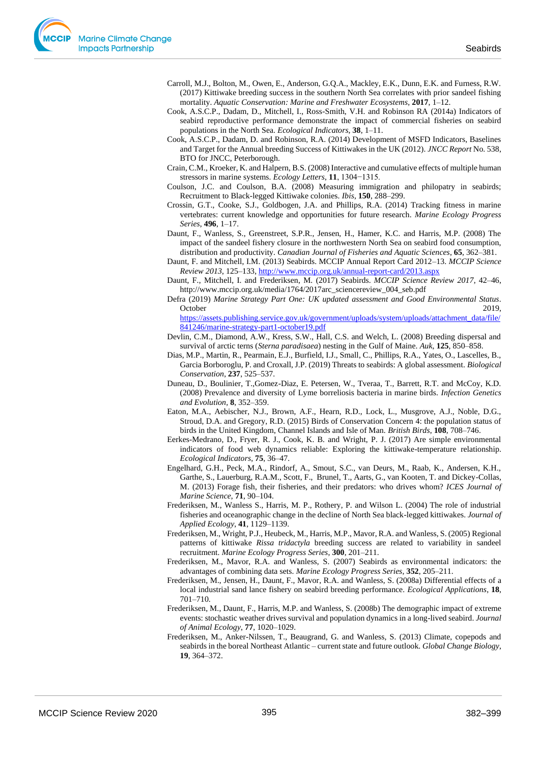Carroll, M.J., Bolton, M., Owen, E., Anderson, G.Q.A., Mackley, E.K., Dunn, E.K. and Furness, R.W. (2017) Kittiwake breeding success in the southern North Sea correlates with prior sandeel fishing mortality. *Aquatic Conservation: Marine and Freshwater Ecosystems*, **2017**, 1–12.

Cook, A.S.C.P., Dadam, D., Mitchell, I., Ross-Smith, V.H. and Robinson RA (2014a) Indicators of seabird reproductive performance demonstrate the impact of commercial fisheries on seabird populations in the North Sea. *Ecological Indicators*, **38**, 1–11.

Cook, A.S.C.P., Dadam, D. and Robinson, R.A. (2014) Development of MSFD Indicators, Baselines and Target for the Annual breeding Success of Kittiwakes in the UK (2012). *JNCC Report* No. 538, BTO for JNCC, Peterborough.

Crain, C.M., Kroeker, K. and Halpern, B.S. (2008) Interactive and cumulative effects of multiple human stressors in marine systems. *Ecology Letters*, **11**, 1304−1315.

Coulson, J.C. and Coulson, B.A. (2008) Measuring immigration and philopatry in seabirds; Recruitment to Black-legged Kittiwake colonies. *Ibis*, **150**, 288–299.

Crossin, G.T., Cooke, S.J., Goldbogen, J.A. and Phillips, R.A. (2014) Tracking fitness in marine vertebrates: current knowledge and opportunities for future research. *Marine Ecology Progress Series*, **496**, 1–17.

Daunt, F., Wanless, S., Greenstreet, S.P.R., Jensen, H., Hamer, K.C. and Harris, M.P. (2008) The impact of the sandeel fishery closure in the northwestern North Sea on seabird food consumption, distribution and productivity. *Canadian Journal of Fisheries and Aquatic Sciences*, **65**, 362–381.

Daunt, F. and Mitchell, I.M. (2013) Seabirds. MCCIP Annual Report Card 2012–13. *MCCIP Science Review 2013*, 125–133, http://www.mccip.org.uk/annual-report-card/2013.aspx

Daunt, F., Mitchell, I. and Frederiksen, M. (2017) Seabirds. *MCCIP Science Review 2017*, 42–46, http://www.mccip.org.uk/media/1764/2017arc_sciencereview_004_seb.pdf

Defra (2019) *Marine Strategy Part One: UK updated assessment and Good Environmental Status*. October 2019, https://assets.publishing.service.gov.uk/government/uploads/system/uploads/attachment_data/file/841246/marine-strategy-part1-october19.pdf

Devlin, C.M., Diamond, A.W., Kress, S.W., Hall, C.S. and Welch, L. (2008) Breeding dispersal and survival of arctic terns (*Sterna paradisaea*) nesting in the Gulf of Maine. *Auk*, **125**, 850–858.

Dias, M.P., Martin, R., Pearmain, E.J., Burfield, I.J., Small, C., Phillips, R.A., Yates, O., Lascelles, B., Garcia Borboroglu, P. and Croxall, J.P. (2019) Threats to seabirds: A global assessment. *Biological Conservation*, **237**, 525–537.

Duneau, D., Boulinier, T.,Gomez-Diaz, E. Petersen, W., Tveraa, T., Barrett, R.T. and McCoy, K.D. (2008) Prevalence and diversity of Lyme borreliosis bacteria in marine birds. *Infection Genetics and Evolution*, **8**, 352–359.

Eaton, M.A., Aebischer, N.J., Brown, A.F., Hearn, R.D., Lock, L., Musgrove, A.J., Noble, D.G., Stroud, D.A. and Gregory, R.D. (2015) Birds of Conservation Concern 4: the population status of birds in the United Kingdom, Channel Islands and Isle of Man. *British Birds*, **108**, 708–746.

Eerkes-Medrano, D., Fryer, R. J., Cook, K. B. and Wright, P. J. (2017) Are simple environmental indicators of food web dynamics reliable: Exploring the kittiwake-temperature relationship. *Ecological Indicators*, **75**, 36–47.

Engelhard, G.H., Peck, M.A., Rindorf, A., Smout, S.C., van Deurs, M., Raab, K., Andersen, K.H., Garthe, S., Lauerburg, R.A.M., Scott, F., Brunel, T., Aarts, G., van Kooten, T. and Dickey-Collas, M. (2013) Forage fish, their fisheries, and their predators: who drives whom? *ICES Journal of Marine Science*, **71**, 90–104.

Frederiksen, M., Wanless S., Harris, M. P., Rothery, P. and Wilson L. (2004) The role of industrial fisheries and oceanographic change in the decline of North Sea black-legged kittiwakes. *Journal of Applied Ecology*, **41**, 1129–1139.

Frederiksen, M., Wright, P.J., Heubeck, M., Harris, M.P., Mavor, R.A. and Wanless, S. (2005) Regional patterns of kittiwake *Rissa tridactyla* breeding success are related to variability in sandeel recruitment. *Marine Ecology Progress Series*, **300**, 201–211.

Frederiksen, M., Mavor, R.A. and Wanless, S. (2007) Seabirds as environmental indicators: the advantages of combining data sets. *Marine Ecology Progress Series*, **352**, 205–211.

Frederiksen, M., Jensen, H., Daunt, F., Mavor, R.A. and Wanless, S. (2008a) Differential effects of a local industrial sand lance fishery on seabird breeding performance. *Ecological Applications*, **18**, 701–710.

Frederiksen, M., Daunt, F., Harris, M.P. and Wanless, S. (2008b) The demographic impact of extreme events: stochastic weather drives survival and population dynamics in a long-lived seabird. *Journal of Animal Ecology*, **77**, 1020–1029.

Frederiksen, M., Anker-Nilssen, T., Beaugrand, G. and Wanless, S. (2013) Climate, copepods and seabirds in the boreal Northeast Atlantic – current state and future outlook. *Global Change Biology*, **19**, 364–372.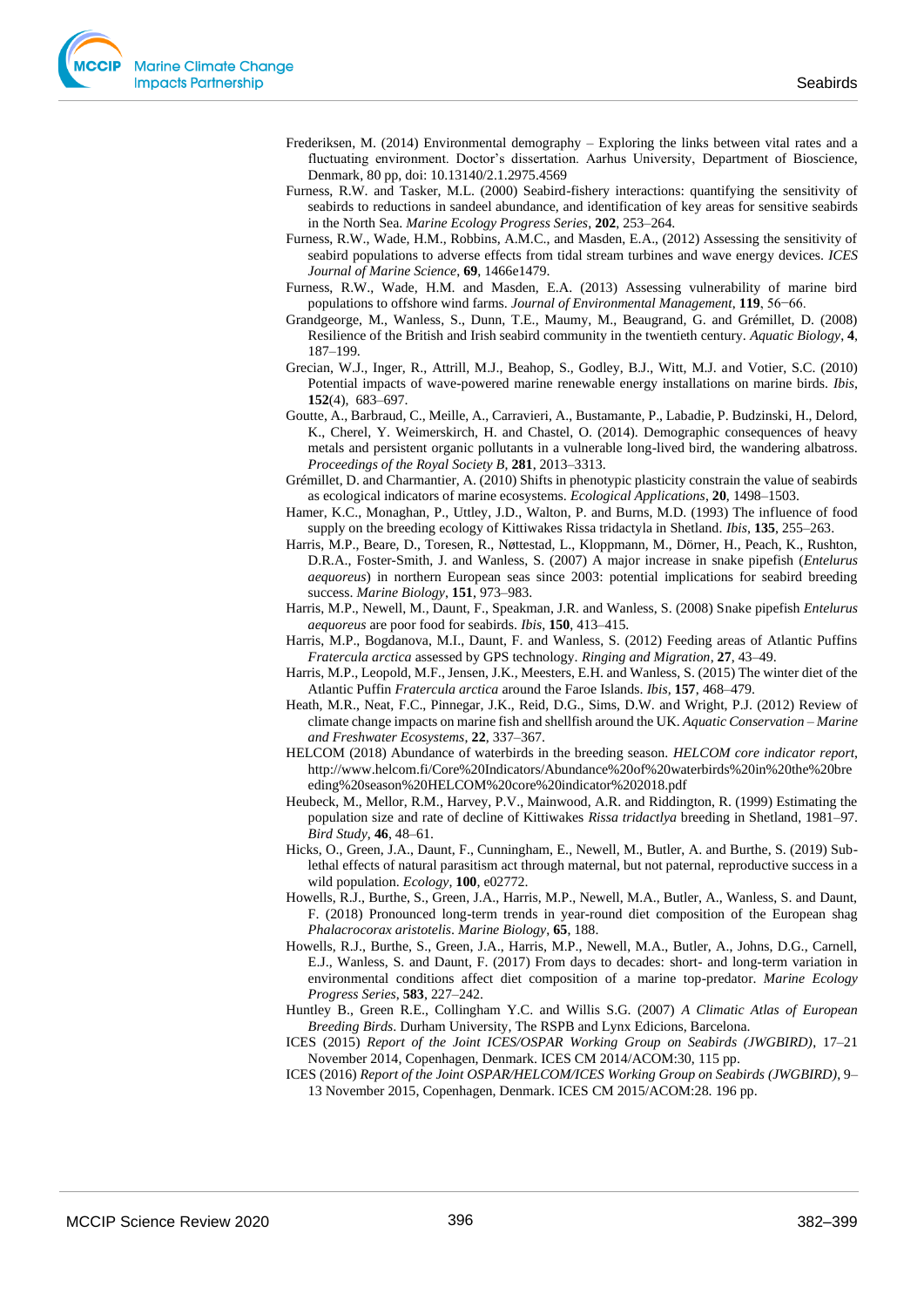Frederiksen, M. (2014) Environmental demography – Exploring the links between vital rates and a fluctuating environment. Doctor's dissertation. Aarhus University, Department of Bioscience, Denmark, 80 pp, doi: 10.13140/2.1.2975.4569

Furness, R.W. and Tasker, M.L. (2000) Seabird-fishery interactions: quantifying the sensitivity of seabirds to reductions in sandeel abundance, and identification of key areas for sensitive seabirds in the North Sea. *Marine Ecology Progress Series*, **202**, 253–264.

Furness, R.W., Wade, H.M., Robbins, A.M.C., and Masden, E.A., (2012) Assessing the sensitivity of seabird populations to adverse effects from tidal stream turbines and wave energy devices. *ICES Journal of Marine Science*, **69**, 1466e1479.

Furness, R.W., Wade, H.M. and Masden, E.A. (2013) Assessing vulnerability of marine bird populations to offshore wind farms. *Journal of Environmental Management*, **119**, 56−66.

Grandgeorge, M., Wanless, S., Dunn, T.E., Maumy, M., Beaugrand, G. and Grémillet, D. (2008) Resilience of the British and Irish seabird community in the twentieth century. *Aquatic Biology*, **4**, 187–199.

Grecian, W.J., Inger, R., Attrill, M.J., Beahop, S., Godley, B.J., Witt, M.J. and Votier, S.C. (2010) Potential impacts of wave-powered marine renewable energy installations on marine birds. *Ibis*, **152**(4), 683–697.

Goutte, A., Barbraud, C., Meille, A., Carravieri, A., Bustamante, P., Labadie, P. Budzinski, H., Delord, K., Cherel, Y. Weimerskirch, H. and Chastel, O. (2014). Demographic consequences of heavy metals and persistent organic pollutants in a vulnerable long-lived bird, the wandering albatross. *Proceedings of the Royal Society B*, **281**, 2013–3313.

Grémillet, D. and Charmantier, A. (2010) Shifts in phenotypic plasticity constrain the value of seabirds as ecological indicators of marine ecosystems. *Ecological Applications*, **20**, 1498–1503.

Hamer, K.C., Monaghan, P., Uttley, J.D., Walton, P. and Burns, M.D. (1993) The influence of food supply on the breeding ecology of Kittiwakes Rissa tridactyla in Shetland. *Ibis*, **135**, 255–263.

Harris, M.P., Beare, D., Toresen, R., Nøttestad, L., Kloppmann, M., Dörner, H., Peach, K., Rushton, D.R.A., Foster-Smith, J. and Wanless, S. (2007) A major increase in snake pipefish (*Entelurus aequoreus*) in northern European seas since 2003: potential implications for seabird breeding success. *Marine Biology*, **151**, 973–983.

Harris, M.P., Newell, M., Daunt, F., Speakman, J.R. and Wanless, S. (2008) Snake pipefish *Entelurus aequoreus* are poor food for seabirds. *Ibis*, **150**, 413–415.

Harris, M.P., Bogdanova, M.I., Daunt, F. and Wanless, S. (2012) Feeding areas of Atlantic Puffins *Fratercula arctica* assessed by GPS technology. *Ringing and Migration*, **27**, 43–49.

Harris, M.P., Leopold, M.F., Jensen, J.K., Meesters, E.H. and Wanless, S. (2015) The winter diet of the Atlantic Puffin *Fratercula arctica* around the Faroe Islands. *Ibis*, **157**, 468–479.

Heath, M.R., Neat, F.C., Pinnegar, J.K., Reid, D.G., Sims, D.W. and Wright, P.J. (2012) Review of climate change impacts on marine fish and shellfish around the UK. *Aquatic Conservation – Marine and Freshwater Ecosystems*, **22**, 337–367.

HELCOM (2018) Abundance of waterbirds in the breeding season. *HELCOM core indicator report*, http://www.helcom.fi/Core%20Indicators/Abundance%20of%20waterbirds%20in%20the%20breeding%20season%20HELCOM%20core%20indicator%202018.pdf

Heubeck, M., Mellor, R.M., Harvey, P.V., Mainwood, A.R. and Riddington, R. (1999) Estimating the population size and rate of decline of Kittiwakes *Rissa tridactlya* breeding in Shetland, 1981–97. *Bird Study*, **46**, 48–61.

Hicks, O., Green, J.A., Daunt, F., Cunningham, E., Newell, M., Butler, A. and Burthe, S. (2019) Sub-lethal effects of natural parasitism act through maternal, but not paternal, reproductive success in a wild population. *Ecology*, **100**, e02772.

Howells, R.J., Burthe, S., Green, J.A., Harris, M.P., Newell, M.A., Butler, A., Wanless, S. and Daunt, F. (2018) Pronounced long-term trends in year-round diet composition of the European shag *Phalacrocorax aristotelis*. *Marine Biology*, **65**, 188.

Howells, R.J., Burthe, S., Green, J.A., Harris, M.P., Newell, M.A., Butler, A., Johns, D.G., Carnell, E.J., Wanless, S. and Daunt, F. (2017) From days to decades: short- and long-term variation in environmental conditions affect diet composition of a marine top-predator. *Marine Ecology Progress Series*, **583**, 227–242.

Huntley B., Green R.E., Collingham Y.C. and Willis S.G. (2007) *A Climatic Atlas of European Breeding Birds*. Durham University, The RSPB and Lynx Edicions, Barcelona.

ICES (2015) *Report of the Joint ICES/OSPAR Working Group on Seabirds (JWGBIRD)*, 17–21 November 2014, Copenhagen, Denmark. ICES CM 2014/ACOM:30, 115 pp.

ICES (2016) *Report of the Joint OSPAR/HELCOM/ICES Working Group on Seabirds (JWGBIRD)*, 9–13 November 2015, Copenhagen, Denmark. ICES CM 2015/ACOM:28. 196 pp.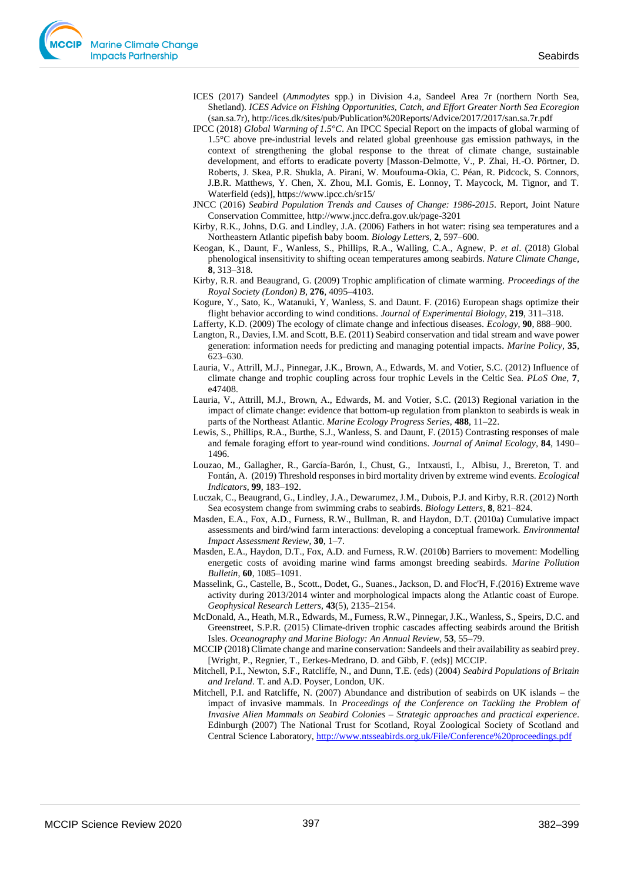ICES (2017) Sandeel (*Ammodytes* spp.) in Division 4.a, Sandeel Area 7r (northern North Sea, Shetland). *ICES Advice on Fishing Opportunities, Catch, and Effort Greater North Sea Ecoregion* (san.sa.7r), http://ices.dk/sites/pub/Publication%20Reports/Advice/2017/2017/san.sa.7r.pdf

IPCC (2018) *Global Warming of 1.5°C*. An IPCC Special Report on the impacts of global warming of 1.5°C above pre-industrial levels and related global greenhouse gas emission pathways, in the context of strengthening the global response to the threat of climate change, sustainable development, and efforts to eradicate poverty [Masson-Delmotte, V., P. Zhai, H.-O. Pörtner, D. Roberts, J. Skea, P.R. Shukla, A. Pirani, W. Moufouma-Okia, C. Péan, R. Pidcock, S. Connors, J.B.R. Matthews, Y. Chen, X. Zhou, M.I. Gomis, E. Lonnoy, T. Maycock, M. Tignor, and T. Waterfield (eds)], https://www.ipcc.ch/sr15/

JNCC (2016) *Seabird Population Trends and Causes of Change: 1986-2015*. Report, Joint Nature Conservation Committee, http://www.jncc.defra.gov.uk/page-3201

Kirby, R.K., Johns, D.G. and Lindley, J.A. (2006) Fathers in hot water: rising sea temperatures and a Northeastern Atlantic pipefish baby boom. *Biology Letters*, **2**, 597–600.

Keogan, K., Daunt, F., Wanless, S., Phillips, R.A., Walling, C.A., Agnew, P. *et al*. (2018) Global phenological insensitivity to shifting ocean temperatures among seabirds. *Nature Climate Change*, **8**, 313–318.

Kirby, R.R. and Beaugrand, G. (2009) Trophic amplification of climate warming. *Proceedings of the Royal Society (London) B*, **276**, 4095–4103.

Kogure, Y., Sato, K., Watanuki, Y, Wanless, S. and Daunt. F. (2016) European shags optimize their flight behavior according to wind conditions. *Journal of Experimental Biology*, **219**, 311–318.

Lafferty, K.D. (2009) The ecology of climate change and infectious diseases. *Ecology*, **90**, 888–900.

Langton, R., Davies, I.M. and Scott, B.E. (2011) Seabird conservation and tidal stream and wave power generation: information needs for predicting and managing potential impacts. *Marine Policy*, **35**, 623–630.

Lauria, V., Attrill, M.J., Pinnegar, J.K., Brown, A., Edwards, M. and Votier, S.C. (2012) Influence of climate change and trophic coupling across four trophic Levels in the Celtic Sea. *PLoS One*, **7**, e47408.

Lauria, V., Attrill, M.J., Brown, A., Edwards, M. and Votier, S.C. (2013) Regional variation in the impact of climate change: evidence that bottom-up regulation from plankton to seabirds is weak in parts of the Northeast Atlantic. *Marine Ecology Progress Series*, **488**, 11–22.

Lewis, S., Phillips, R.A., Burthe, S.J., Wanless, S. and Daunt, F. (2015) Contrasting responses of male and female foraging effort to year-round wind conditions. *Journal of Animal Ecology*, **84**, 1490–1496.

Louzao, M., Gallagher, R., García-Barón, I., Chust, G., Intxausti, I., Albisu, J., Brereton, T. and Fontán, A. (2019) Threshold responses in bird mortality driven by extreme wind events. *Ecological Indicators*, **99**, 183–192.

Luczak, C., Beaugrand, G., Lindley, J.A., Dewarumez, J.M., Dubois, P.J. and Kirby, R.R. (2012) North Sea ecosystem change from swimming crabs to seabirds. *Biology Letters*, **8**, 821–824.

Masden, E.A., Fox, A.D., Furness, R.W., Bullman, R. and Haydon, D.T. (2010a) Cumulative impact assessments and bird/wind farm interactions: developing a conceptual framework. *Environmental Impact Assessment Review*, **30**, 1–7.

Masden, E.A., Haydon, D.T., Fox, A.D. and Furness, R.W. (2010b) Barriers to movement: Modelling energetic costs of avoiding marine wind farms amongst breeding seabirds. *Marine Pollution Bulletin*, **60**, 1085–1091.

Masselink, G., Castelle, B., Scott., Dodet, G., Suanes., Jackson, D. and Floc'H, F.(2016) Extreme wave activity during 2013/2014 winter and morphological impacts along the Atlantic coast of Europe. *Geophysical Research Letters*, **43**(5), 2135–2154.

McDonald, A., Heath, M.R., Edwards, M., Furness, R.W., Pinnegar, J.K., Wanless, S., Speirs, D.C. and Greenstreet, S.P.R. (2015) Climate-driven trophic cascades affecting seabirds around the British Isles. *Oceanography and Marine Biology: An Annual Review*, **53**, 55–79.

MCCIP (2018) Climate change and marine conservation: Sandeels and their availability as seabird prey. [Wright, P., Regnier, T., Eerkes-Medrano, D. and Gibb, F. (eds)] MCCIP.

Mitchell, P.I., Newton, S.F., Ratcliffe, N., and Dunn, T.E. (eds) (2004) *Seabird Populations of Britain and Ireland*. T. and A.D. Poyser, London, UK.

Mitchell, P.I. and Ratcliffe, N. (2007) Abundance and distribution of seabirds on UK islands – the impact of invasive mammals. In *Proceedings of the Conference on Tackling the Problem of Invasive Alien Mammals on Seabird Colonies – Strategic approaches and practical experience*. Edinburgh (2007) The National Trust for Scotland, Royal Zoological Society of Scotland and Central Science Laboratory, http://www.ntsseabirds.org.uk/File/Conference%20proceedings.pdf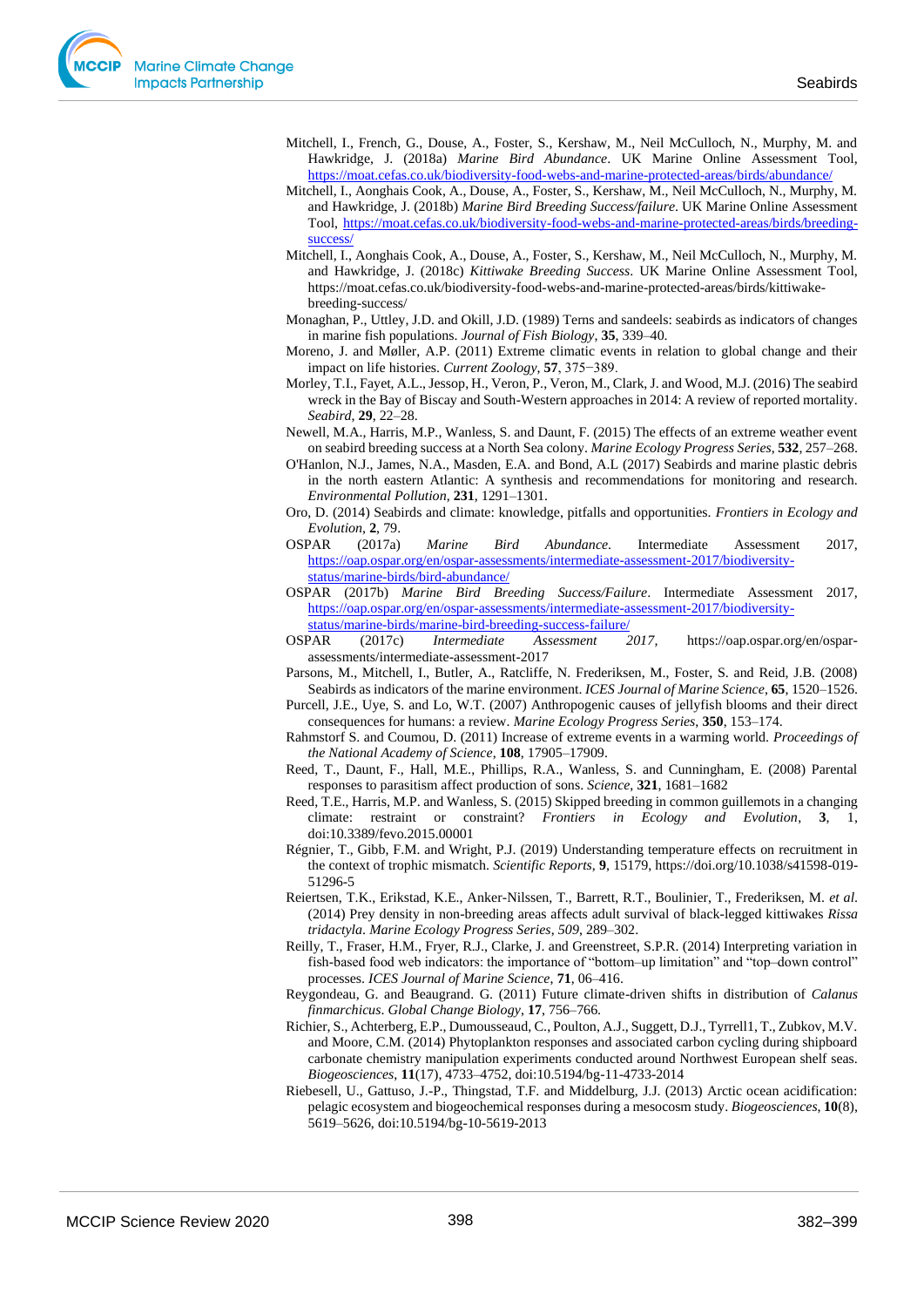Mitchell, I., French, G., Douse, A., Foster, S., Kershaw, M., Neil McCulloch, N., Murphy, M. and Hawkridge, J. (2018a) *Marine Bird Abundance*. UK Marine Online Assessment Tool, https://moat.cefas.co.uk/biodiversity-food-webs-and-marine-protected-areas/birds/abundance/

Mitchell, I., Aonghais Cook, A., Douse, A., Foster, S., Kershaw, M., Neil McCulloch, N., Murphy, M. and Hawkridge, J. (2018b) *Marine Bird Breeding Success/failure*. UK Marine Online Assessment Tool, https://moat.cefas.co.uk/biodiversity-food-webs-and-marine-protected-areas/birds/breeding-success/

Mitchell, I., Aonghais Cook, A., Douse, A., Foster, S., Kershaw, M., Neil McCulloch, N., Murphy, M. and Hawkridge, J. (2018c) *Kittiwake Breeding Success*. UK Marine Online Assessment Tool, https://moat.cefas.co.uk/biodiversity-food-webs-and-marine-protected-areas/birds/kittiwake-breeding-success/

Monaghan, P., Uttley, J.D. and Okill, J.D. (1989) Terns and sandeels: seabirds as indicators of changes in marine fish populations. *Journal of Fish Biology*, **35**, 339–40.

Moreno, J. and Møller, A.P. (2011) Extreme climatic events in relation to global change and their impact on life histories. *Current Zoology*, **57**, 375−389.

Morley, T.I., Fayet, A.L., Jessop, H., Veron, P., Veron, M., Clark, J. and Wood, M.J. (2016) The seabird wreck in the Bay of Biscay and South-Western approaches in 2014: A review of reported mortality. *Seabird*, **29**, 22–28.

Newell, M.A., Harris, M.P., Wanless, S. and Daunt, F. (2015) The effects of an extreme weather event on seabird breeding success at a North Sea colony. *Marine Ecology Progress Series*, **532**, 257–268.

O'Hanlon, N.J., James, N.A., Masden, E.A. and Bond, A.L (2017) Seabirds and marine plastic debris in the north eastern Atlantic: A synthesis and recommendations for monitoring and research. *Environmental Pollution*, **231**, 1291–1301.

Oro, D. (2014) Seabirds and climate: knowledge, pitfalls and opportunities. *Frontiers in Ecology and Evolution*, **2**, 79.

OSPAR (2017a) *Marine Bird Abundance*. Intermediate Assessment 2017, https://oap.ospar.org/en/ospar-assessments/intermediate-assessment-2017/biodiversity-status/marine-birds/bird-abundance/

OSPAR (2017b) *Marine Bird Breeding Success/Failure*. Intermediate Assessment 2017, https://oap.ospar.org/en/ospar-assessments/intermediate-assessment-2017/biodiversity-status/marine-birds/marine-bird-breeding-success-failure/

OSPAR (2017c) *Intermediate Assessment 2017*, https://oap.ospar.org/en/ospar-assessments/intermediate-assessment-2017

Parsons, M., Mitchell, I., Butler, A., Ratcliffe, N. Frederiksen, M., Foster, S. and Reid, J.B. (2008) Seabirds as indicators of the marine environment. *ICES Journal of Marine Science*, **65**, 1520–1526.

Purcell, J.E., Uye, S. and Lo, W.T. (2007) Anthropogenic causes of jellyfish blooms and their direct consequences for humans: a review. *Marine Ecology Progress Series*, **350**, 153–174.

Rahmstorf S. and Coumou, D. (2011) Increase of extreme events in a warming world. *Proceedings of the National Academy of Science*, **108**, 17905–17909.

Reed, T., Daunt, F., Hall, M.E., Phillips, R.A., Wanless, S. and Cunningham, E. (2008) Parental responses to parasitism affect production of sons. *Science*, **321**, 1681–1682

Reed, T.E., Harris, M.P. and Wanless, S. (2015) Skipped breeding in common guillemots in a changing climate: restraint or constraint? *Frontiers in Ecology and Evolution*, **3**, 1, doi:10.3389/fevo.2015.00001

Régnier, T., Gibb, F.M. and Wright, P.J. (2019) Understanding temperature effects on recruitment in the context of trophic mismatch. *Scientific Reports*, **9**, 15179, https://doi.org/10.1038/s41598-019-51296-5

Reiertsen, T.K., Erikstad, K.E., Anker-Nilssen, T., Barrett, R.T., Boulinier, T., Frederiksen, M. *et al.* (2014) Prey density in non-breeding areas affects adult survival of black-legged kittiwakes *Rissa tridactyla*. *Marine Ecology Progress Series, 509*, 289–302.

Reilly, T., Fraser, H.M., Fryer, R.J., Clarke, J. and Greenstreet, S.P.R. (2014) Interpreting variation in fish-based food web indicators: the importance of "bottom–up limitation" and "top–down control" processes. *ICES Journal of Marine Science*, **71**, 06–416.

Reygondeau, G. and Beaugrand. G. (2011) Future climate-driven shifts in distribution of *Calanus finmarchicus*. *Global Change Biology*, **17**, 756–766.

Richier, S., Achterberg, E.P., Dumousseaud, C., Poulton, A.J., Suggett, D.J., Tyrrell1, T., Zubkov, M.V. and Moore, C.M. (2014) Phytoplankton responses and associated carbon cycling during shipboard carbonate chemistry manipulation experiments conducted around Northwest European shelf seas. *Biogeosciences*, **11**(17), 4733–4752, doi:10.5194/bg-11-4733-2014

Riebesell, U., Gattuso, J.-P., Thingstad, T.F. and Middelburg, J.J. (2013) Arctic ocean acidification: pelagic ecosystem and biogeochemical responses during a mesocosm study. *Biogeosciences*, **10**(8), 5619–5626, doi:10.5194/bg-10-5619-2013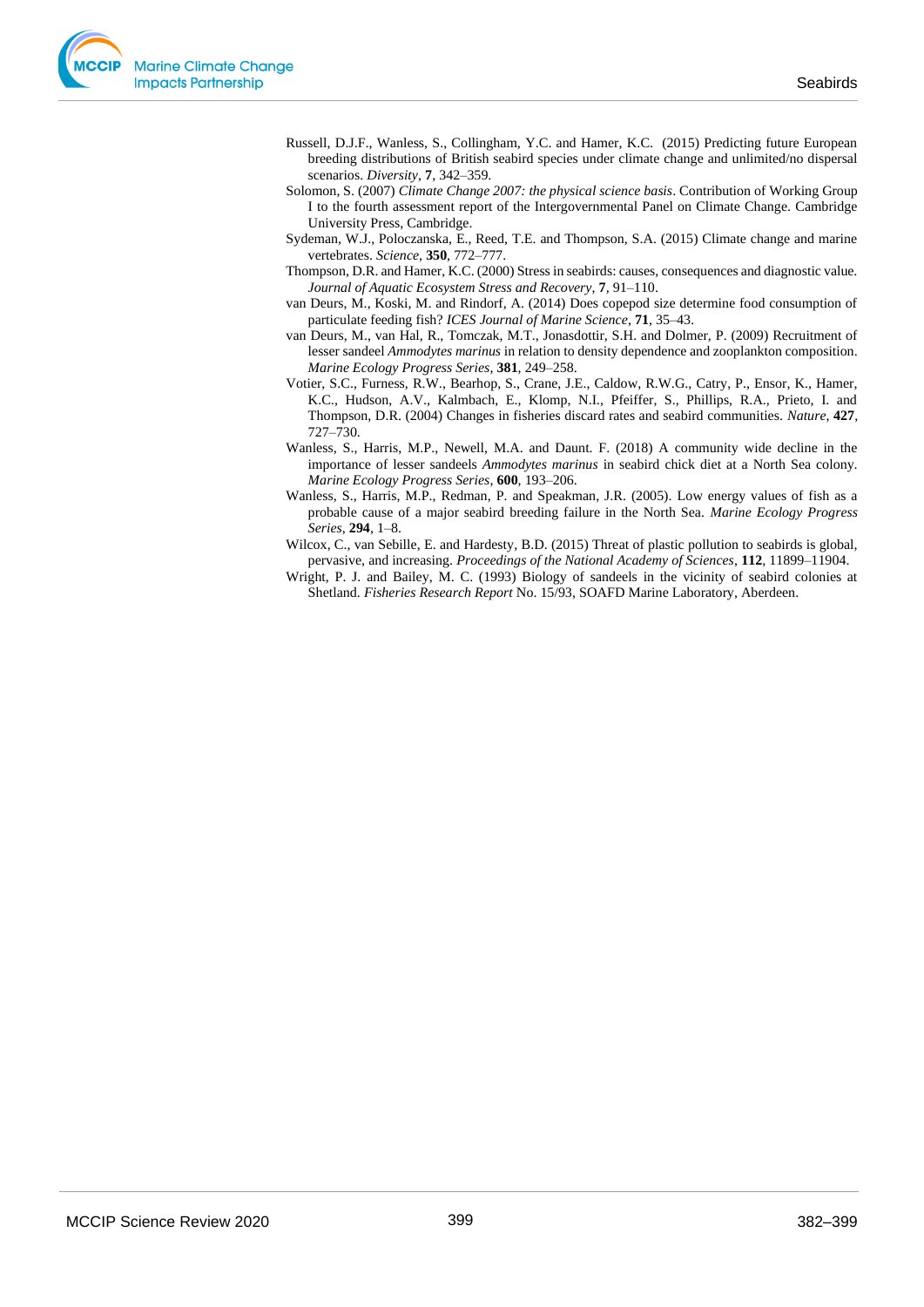Russell, D.J.F., Wanless, S., Collingham, Y.C. and Hamer, K.C. (2015) Predicting future European breeding distributions of British seabird species under climate change and unlimited/no dispersal scenarios. *Diversity*, **7**, 342–359.

Solomon, S. (2007) *Climate Change 2007: the physical science basis*. Contribution of Working Group I to the fourth assessment report of the Intergovernmental Panel on Climate Change. Cambridge University Press, Cambridge.

Sydeman, W.J., Poloczanska, E., Reed, T.E. and Thompson, S.A. (2015) Climate change and marine vertebrates. *Science*, **350**, 772–777.

Thompson, D.R. and Hamer, K.C. (2000) Stress in seabirds: causes, consequences and diagnostic value. *Journal of Aquatic Ecosystem Stress and Recovery*, **7**, 91–110.

van Deurs, M., Koski, M. and Rindorf, A. (2014) Does copepod size determine food consumption of particulate feeding fish? *ICES Journal of Marine Science*, **71**, 35–43.

van Deurs, M., van Hal, R., Tomczak, M.T., Jonasdottir, S.H. and Dolmer, P. (2009) Recruitment of lesser sandeel *Ammodytes marinus* in relation to density dependence and zooplankton composition. *Marine Ecology Progress Series*, **381**, 249–258.

Votier, S.C., Furness, R.W., Bearhop, S., Crane, J.E., Caldow, R.W.G., Catry, P., Ensor, K., Hamer, K.C., Hudson, A.V., Kalmbach, E., Klomp, N.I., Pfeiffer, S., Phillips, R.A., Prieto, I. and Thompson, D.R. (2004) Changes in fisheries discard rates and seabird communities. *Nature*, **427**, 727–730.

Wanless, S., Harris, M.P., Newell, M.A. and Daunt. F. (2018) A community wide decline in the importance of lesser sandeels *Ammodytes marinus* in seabird chick diet at a North Sea colony. *Marine Ecology Progress Series*, **600**, 193–206.

Wanless, S., Harris, M.P., Redman, P. and Speakman, J.R. (2005). Low energy values of fish as a probable cause of a major seabird breeding failure in the North Sea. *Marine Ecology Progress Series*, **294**, 1–8.

Wilcox, C., van Sebille, E. and Hardesty, B.D. (2015) Threat of plastic pollution to seabirds is global, pervasive, and increasing. *Proceedings of the National Academy of Sciences*, **112**, 11899–11904.

Wright, P. J. and Bailey, M. C. (1993) Biology of sandeels in the vicinity of seabird colonies at Shetland. *Fisheries Research Report* No. 15/93, SOAFD Marine Laboratory, Aberdeen.